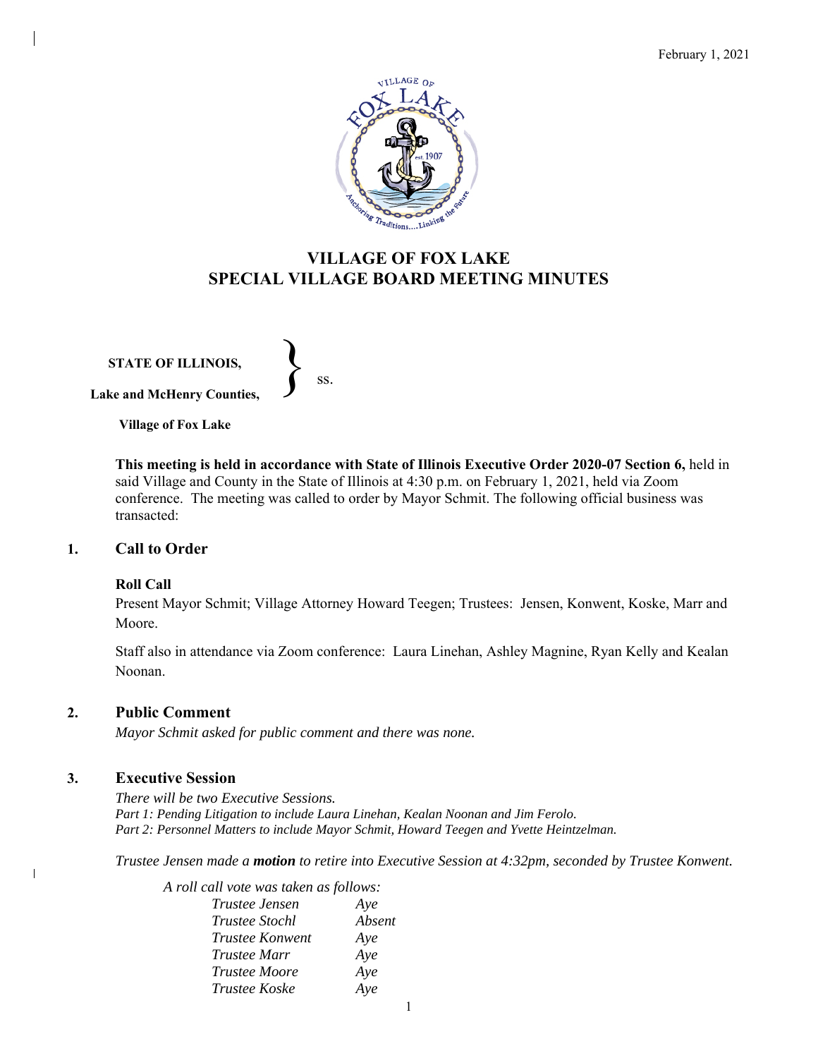# VILLAGE OF FOX LAKE
# SPECIAL VILLAGE BOARD MEETING MINUTES

**STATE OF ILLINOIS,**
**Lake and McHenry Counties,** } ss.
**Village of Fox Lake**

**This meeting is held in accordance with State of Illinois Executive Order 2020-07 Section 6,** held in said Village and County in the State of Illinois at 4:30 p.m. on February 1, 2021, held via Zoom conference. The meeting was called to order by Mayor Schmit. The following official business was transacted:

## 1. Call to Order

**Roll Call**

Present Mayor Schmit; Village Attorney Howard Teegen; Trustees: Jensen, Konwent, Koske, Marr and Moore.

Staff also in attendance via Zoom conference: Laura Linehan, Ashley Magnine, Ryan Kelly and Kealan Noonan.

## 2. Public Comment

*Mayor Schmit asked for public comment and there was none.*

## 3. Executive Session

*There will be two Executive Sessions.*
*Part 1: Pending Litigation to include Laura Linehan, Kealan Noonan and Jim Ferolo.*
*Part 2: Personnel Matters to include Mayor Schmit, Howard Teegen and Yvette Heintzelman.*

*Trustee Jensen made a* ***motion*** *to retire into Executive Session at 4:32pm, seconded by Trustee Konwent.*

*A roll call vote was taken as follows:*

| | |
|---|---|
| *Trustee Jensen* | *Aye* |
| *Trustee Stochl* | *Absent* |
| *Trustee Konwent* | *Aye* |
| *Trustee Marr* | *Aye* |
| *Trustee Moore* | *Aye* |
| *Trustee Koske* | *Aye* |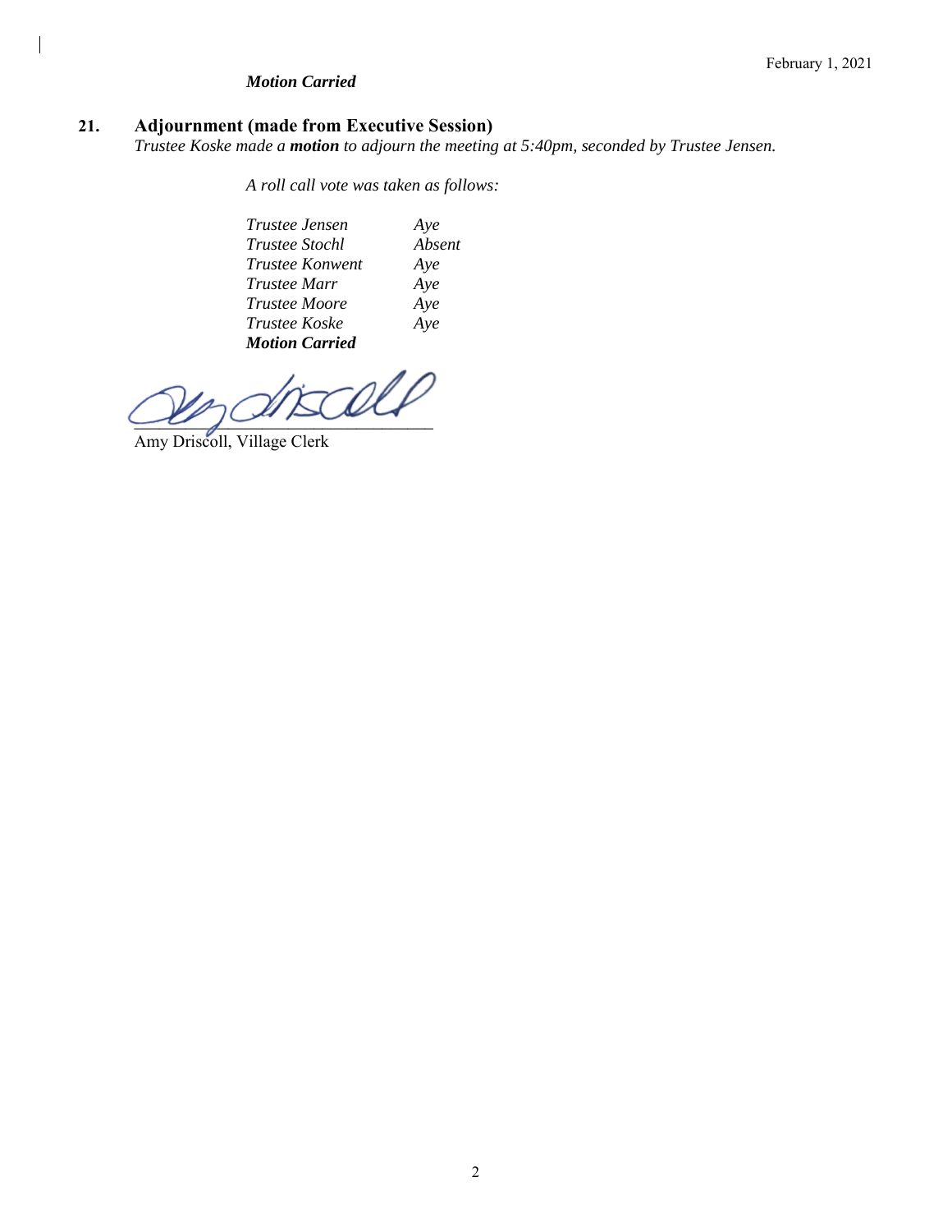***Motion Carried***

## 21. Adjournment (made from Executive Session)

*Trustee Koske made a **motion** to adjourn the meeting at 5:40pm, seconded by Trustee Jensen.*

*A roll call vote was taken as follows:*

| | |
|---|---|
| *Trustee Jensen* | *Aye* |
| *Trustee Stochl* | *Absent* |
| *Trustee Konwent* | *Aye* |
| *Trustee Marr* | *Aye* |
| *Trustee Moore* | *Aye* |
| *Trustee Koske* | *Aye* |

***Motion Carried***

\_\_\_\_\_\_\_\_\_\_\_\_\_\_\_\_\_\_\_\_\_\_\_\_\_\_\_\_\_\_\_\_

Amy Driscoll, Village Clerk